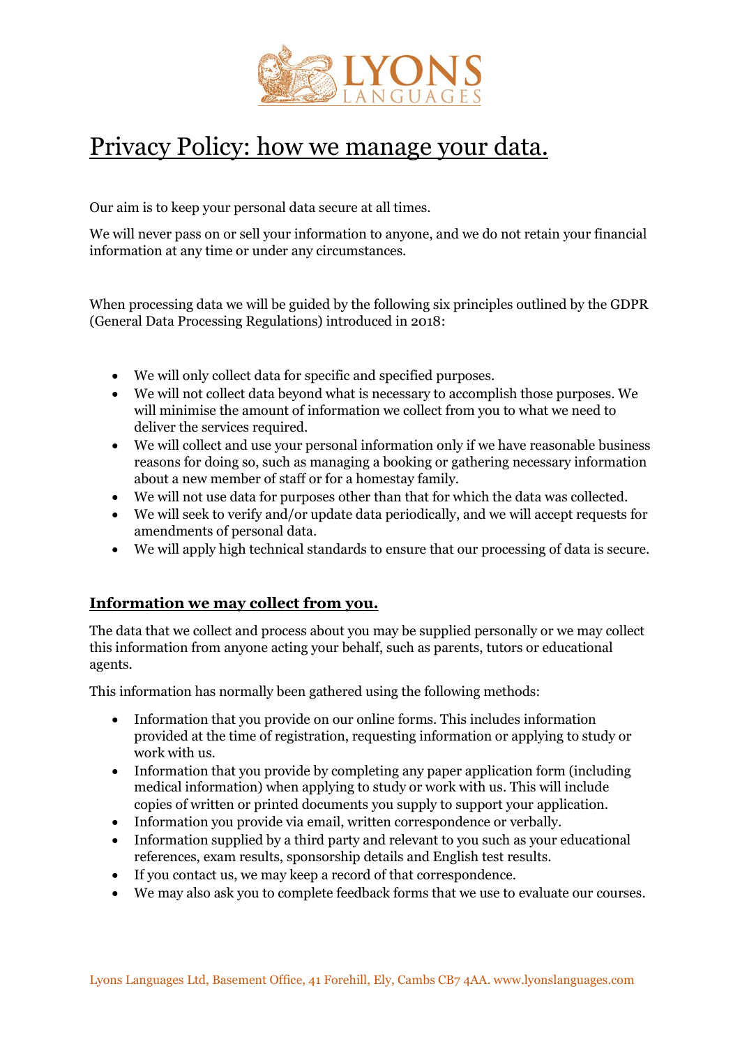LYONS LANGUAGES

# Privacy Policy: how we manage your data.

Our aim is to keep your personal data secure at all times.

We will never pass on or sell your information to anyone, and we do not retain your financial information at any time or under any circumstances.

When processing data we will be guided by the following six principles outlined by the GDPR (General Data Processing Regulations) introduced in 2018:

- We will only collect data for specific and specified purposes.
- We will not collect data beyond what is necessary to accomplish those purposes. We will minimise the amount of information we collect from you to what we need to deliver the services required.
- We will collect and use your personal information only if we have reasonable business reasons for doing so, such as managing a booking or gathering necessary information about a new member of staff or for a homestay family.
- We will not use data for purposes other than that for which the data was collected.
- We will seek to verify and/or update data periodically, and we will accept requests for amendments of personal data.
- We will apply high technical standards to ensure that our processing of data is secure.

## Information we may collect from you.

The data that we collect and process about you may be supplied personally or we may collect this information from anyone acting your behalf, such as parents, tutors or educational agents.

This information has normally been gathered using the following methods:

- Information that you provide on our online forms. This includes information provided at the time of registration, requesting information or applying to study or work with us.
- Information that you provide by completing any paper application form (including medical information) when applying to study or work with us. This will include copies of written or printed documents you supply to support your application.
- Information you provide via email, written correspondence or verbally.
- Information supplied by a third party and relevant to you such as your educational references, exam results, sponsorship details and English test results.
- If you contact us, we may keep a record of that correspondence.
- We may also ask you to complete feedback forms that we use to evaluate our courses.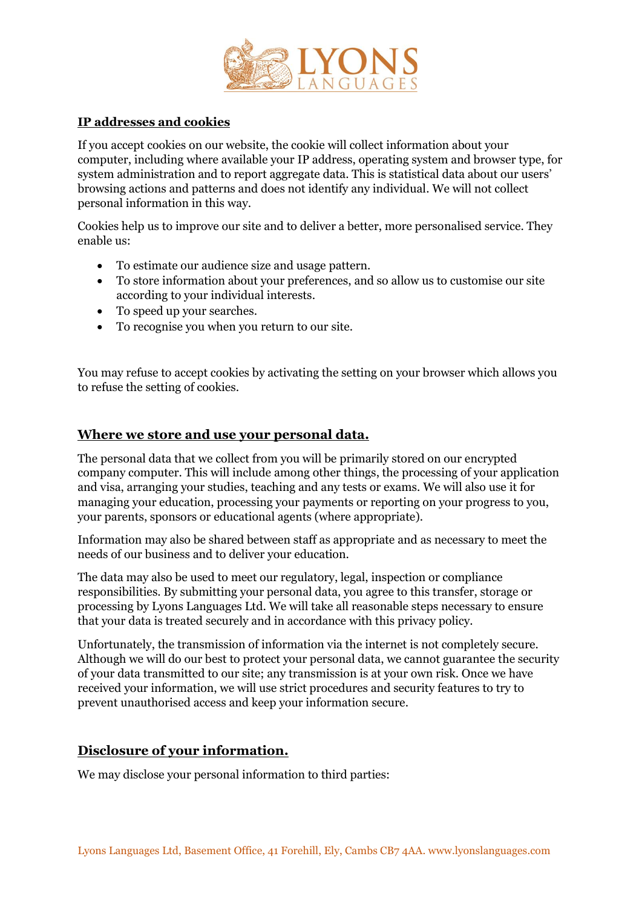## IP addresses and cookies

If you accept cookies on our website, the cookie will collect information about your computer, including where available your IP address, operating system and browser type, for system administration and to report aggregate data. This is statistical data about our users' browsing actions and patterns and does not identify any individual. We will not collect personal information in this way.

Cookies help us to improve our site and to deliver a better, more personalised service. They enable us:

- To estimate our audience size and usage pattern.
- To store information about your preferences, and so allow us to customise our site according to your individual interests.
- To speed up your searches.
- To recognise you when you return to our site.

You may refuse to accept cookies by activating the setting on your browser which allows you to refuse the setting of cookies.

## Where we store and use your personal data.

The personal data that we collect from you will be primarily stored on our encrypted company computer. This will include among other things, the processing of your application and visa, arranging your studies, teaching and any tests or exams. We will also use it for managing your education, processing your payments or reporting on your progress to you, your parents, sponsors or educational agents (where appropriate).

Information may also be shared between staff as appropriate and as necessary to meet the needs of our business and to deliver your education.

The data may also be used to meet our regulatory, legal, inspection or compliance responsibilities. By submitting your personal data, you agree to this transfer, storage or processing by Lyons Languages Ltd. We will take all reasonable steps necessary to ensure that your data is treated securely and in accordance with this privacy policy.

Unfortunately, the transmission of information via the internet is not completely secure. Although we will do our best to protect your personal data, we cannot guarantee the security of your data transmitted to our site; any transmission is at your own risk. Once we have received your information, we will use strict procedures and security features to try to prevent unauthorised access and keep your information secure.

## Disclosure of your information.

We may disclose your personal information to third parties: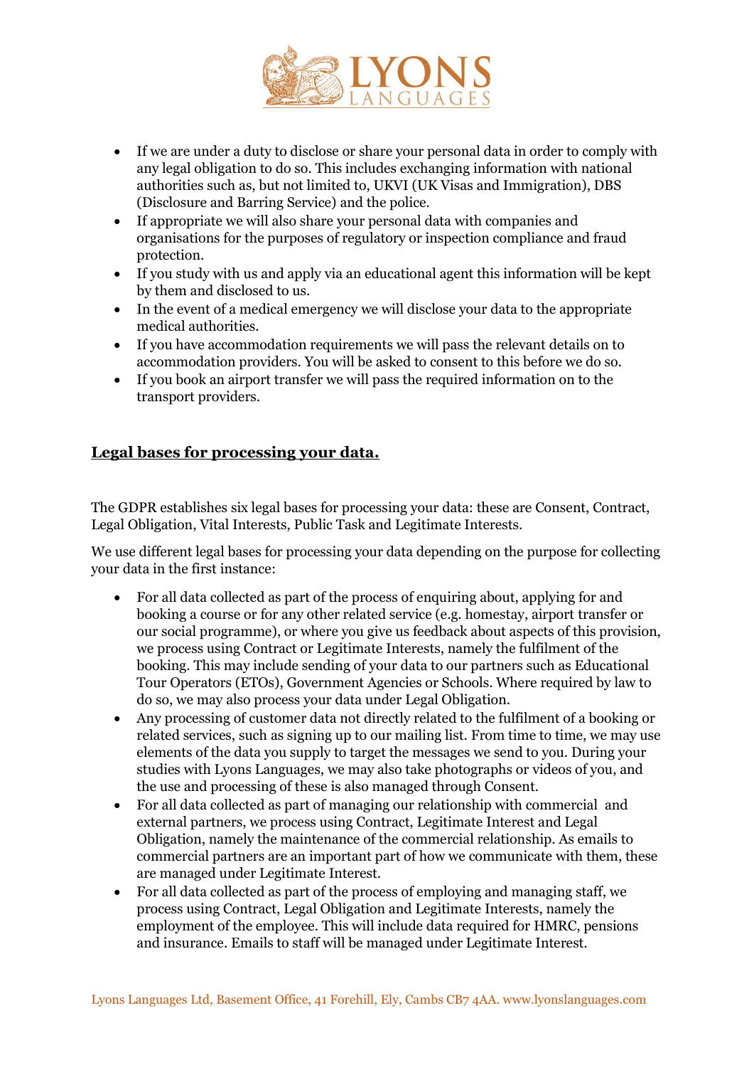- If we are under a duty to disclose or share your personal data in order to comply with any legal obligation to do so. This includes exchanging information with national authorities such as, but not limited to, UKVI (UK Visas and Immigration), DBS (Disclosure and Barring Service) and the police.
- If appropriate we will also share your personal data with companies and organisations for the purposes of regulatory or inspection compliance and fraud protection.
- If you study with us and apply via an educational agent this information will be kept by them and disclosed to us.
- In the event of a medical emergency we will disclose your data to the appropriate medical authorities.
- If you have accommodation requirements we will pass the relevant details on to accommodation providers. You will be asked to consent to this before we do so.
- If you book an airport transfer we will pass the required information on to the transport providers.

## **Legal bases for processing your data.**

The GDPR establishes six legal bases for processing your data: these are Consent, Contract, Legal Obligation, Vital Interests, Public Task and Legitimate Interests.

We use different legal bases for processing your data depending on the purpose for collecting your data in the first instance:

- For all data collected as part of the process of enquiring about, applying for and booking a course or for any other related service (e.g. homestay, airport transfer or our social programme), or where you give us feedback about aspects of this provision, we process using Contract or Legitimate Interests, namely the fulfilment of the booking. This may include sending of your data to our partners such as Educational Tour Operators (ETOs), Government Agencies or Schools. Where required by law to do so, we may also process your data under Legal Obligation.
- Any processing of customer data not directly related to the fulfilment of a booking or related services, such as signing up to our mailing list. From time to time, we may use elements of the data you supply to target the messages we send to you. During your studies with Lyons Languages, we may also take photographs or videos of you, and the use and processing of these is also managed through Consent.
- For all data collected as part of managing our relationship with commercial and external partners, we process using Contract, Legitimate Interest and Legal Obligation, namely the maintenance of the commercial relationship. As emails to commercial partners are an important part of how we communicate with them, these are managed under Legitimate Interest.
- For all data collected as part of the process of employing and managing staff, we process using Contract, Legal Obligation and Legitimate Interests, namely the employment of the employee. This will include data required for HMRC, pensions and insurance. Emails to staff will be managed under Legitimate Interest.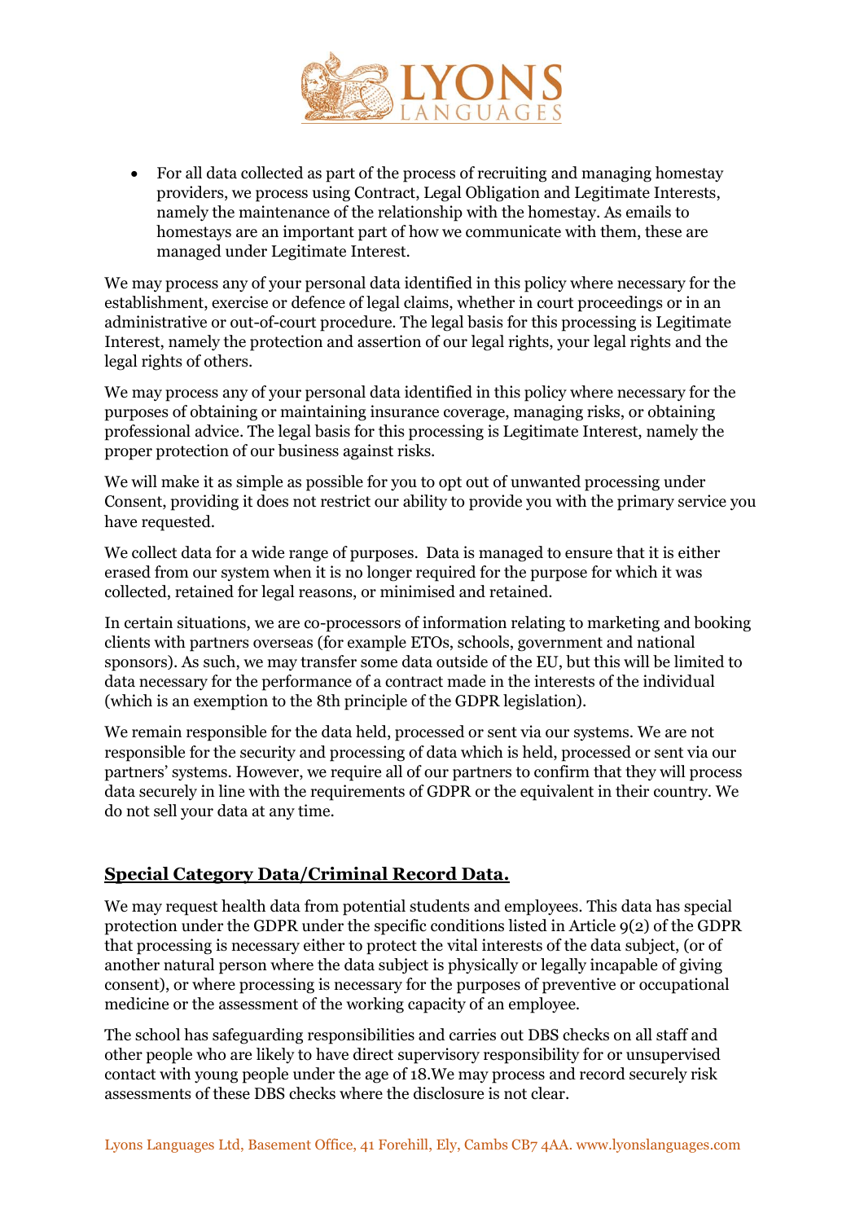- For all data collected as part of the process of recruiting and managing homestay providers, we process using Contract, Legal Obligation and Legitimate Interests, namely the maintenance of the relationship with the homestay. As emails to homestays are an important part of how we communicate with them, these are managed under Legitimate Interest.

We may process any of your personal data identified in this policy where necessary for the establishment, exercise or defence of legal claims, whether in court proceedings or in an administrative or out-of-court procedure. The legal basis for this processing is Legitimate Interest, namely the protection and assertion of our legal rights, your legal rights and the legal rights of others.

We may process any of your personal data identified in this policy where necessary for the purposes of obtaining or maintaining insurance coverage, managing risks, or obtaining professional advice. The legal basis for this processing is Legitimate Interest, namely the proper protection of our business against risks.

We will make it as simple as possible for you to opt out of unwanted processing under Consent, providing it does not restrict our ability to provide you with the primary service you have requested.

We collect data for a wide range of purposes. Data is managed to ensure that it is either erased from our system when it is no longer required for the purpose for which it was collected, retained for legal reasons, or minimised and retained.

In certain situations, we are co-processors of information relating to marketing and booking clients with partners overseas (for example ETOs, schools, government and national sponsors). As such, we may transfer some data outside of the EU, but this will be limited to data necessary for the performance of a contract made in the interests of the individual (which is an exemption to the 8th principle of the GDPR legislation).

We remain responsible for the data held, processed or sent via our systems. We are not responsible for the security and processing of data which is held, processed or sent via our partners' systems. However, we require all of our partners to confirm that they will process data securely in line with the requirements of GDPR or the equivalent in their country. We do not sell your data at any time.

## Special Category Data/Criminal Record Data.

We may request health data from potential students and employees. This data has special protection under the GDPR under the specific conditions listed in Article 9(2) of the GDPR that processing is necessary either to protect the vital interests of the data subject, (or of another natural person where the data subject is physically or legally incapable of giving consent), or where processing is necessary for the purposes of preventive or occupational medicine or the assessment of the working capacity of an employee.

The school has safeguarding responsibilities and carries out DBS checks on all staff and other people who are likely to have direct supervisory responsibility for or unsupervised contact with young people under the age of 18.We may process and record securely risk assessments of these DBS checks where the disclosure is not clear.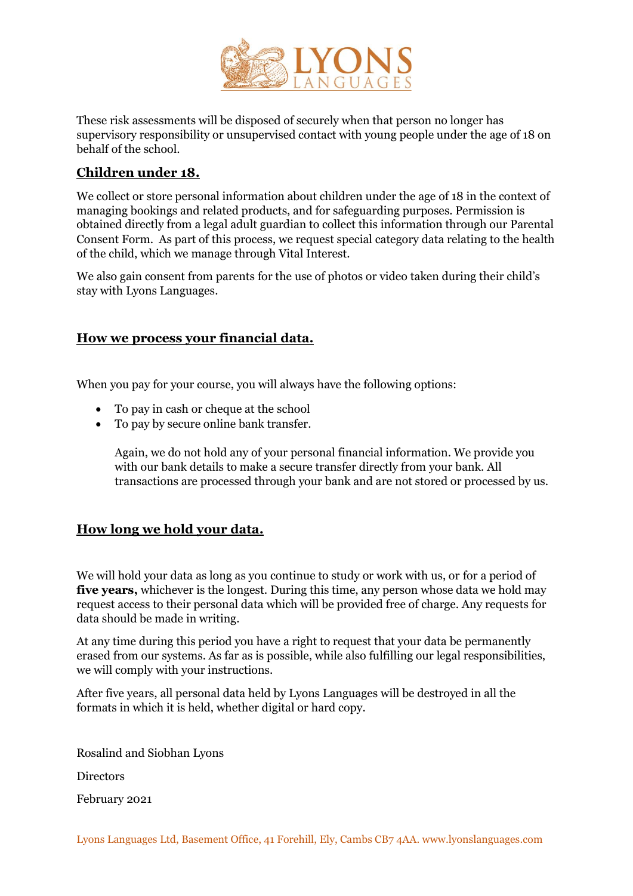These risk assessments will be disposed of securely when that person no longer has supervisory responsibility or unsupervised contact with young people under the age of 18 on behalf of the school.

## **Children under 18.**

We collect or store personal information about children under the age of 18 in the context of managing bookings and related products, and for safeguarding purposes. Permission is obtained directly from a legal adult guardian to collect this information through our Parental Consent Form. As part of this process, we request special category data relating to the health of the child, which we manage through Vital Interest.

We also gain consent from parents for the use of photos or video taken during their child's stay with Lyons Languages.

## **How we process your financial data.**

When you pay for your course, you will always have the following options:

- To pay in cash or cheque at the school
- To pay by secure online bank transfer.

  Again, we do not hold any of your personal financial information. We provide you with our bank details to make a secure transfer directly from your bank. All transactions are processed through your bank and are not stored or processed by us.

## **How long we hold your data.**

We will hold your data as long as you continue to study or work with us, or for a period of **five years,** whichever is the longest. During this time, any person whose data we hold may request access to their personal data which will be provided free of charge. Any requests for data should be made in writing.

At any time during this period you have a right to request that your data be permanently erased from our systems. As far as is possible, while also fulfilling our legal responsibilities, we will comply with your instructions.

After five years, all personal data held by Lyons Languages will be destroyed in all the formats in which it is held, whether digital or hard copy.

Rosalind and Siobhan Lyons

Directors

February 2021